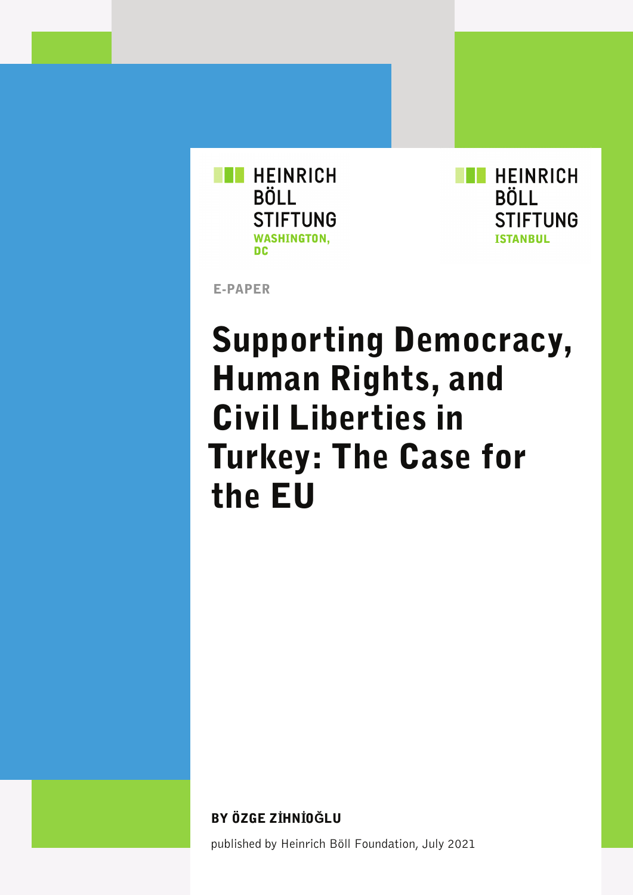HEINRICH BÖLL STIFTUNG
WASHINGTON, DC

HEINRICH BÖLL STIFTUNG
ISTANBUL

E-PAPER

# Supporting Democracy, Human Rights, and Civil Liberties in Turkey: The Case for the EU

**BY ÖZGE ZİHNİOĞLU**

published by Heinrich Böll Foundation, July 2021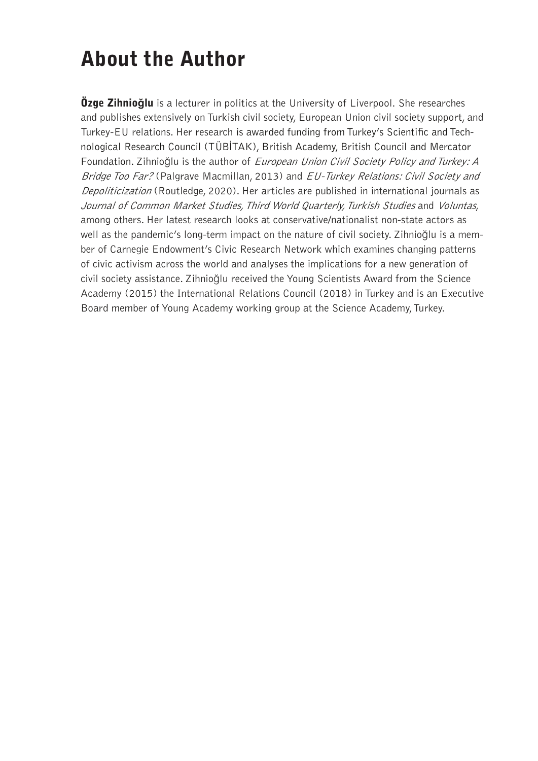# About the Author

**Özge Zihnioğlu** is a lecturer in politics at the University of Liverpool. She researches and publishes extensively on Turkish civil society, European Union civil society support, and Turkey-EU relations. Her research is awarded funding from Turkey's Scientific and Technological Research Council (TÜBİTAK), British Academy, British Council and Mercator Foundation. Zihnioğlu is the author of *European Union Civil Society Policy and Turkey: A Bridge Too Far?* (Palgrave Macmillan, 2013) and *EU-Turkey Relations: Civil Society and Depoliticization* (Routledge, 2020). Her articles are published in international journals as *Journal of Common Market Studies, Third World Quarterly, Turkish Studies* and *Voluntas*, among others. Her latest research looks at conservative/nationalist non-state actors as well as the pandemic's long-term impact on the nature of civil society. Zihnioğlu is a member of Carnegie Endowment's Civic Research Network which examines changing patterns of civic activism across the world and analyses the implications for a new generation of civil society assistance. Zihnioğlu received the Young Scientists Award from the Science Academy (2015) the International Relations Council (2018) in Turkey and is an Executive Board member of Young Academy working group at the Science Academy, Turkey.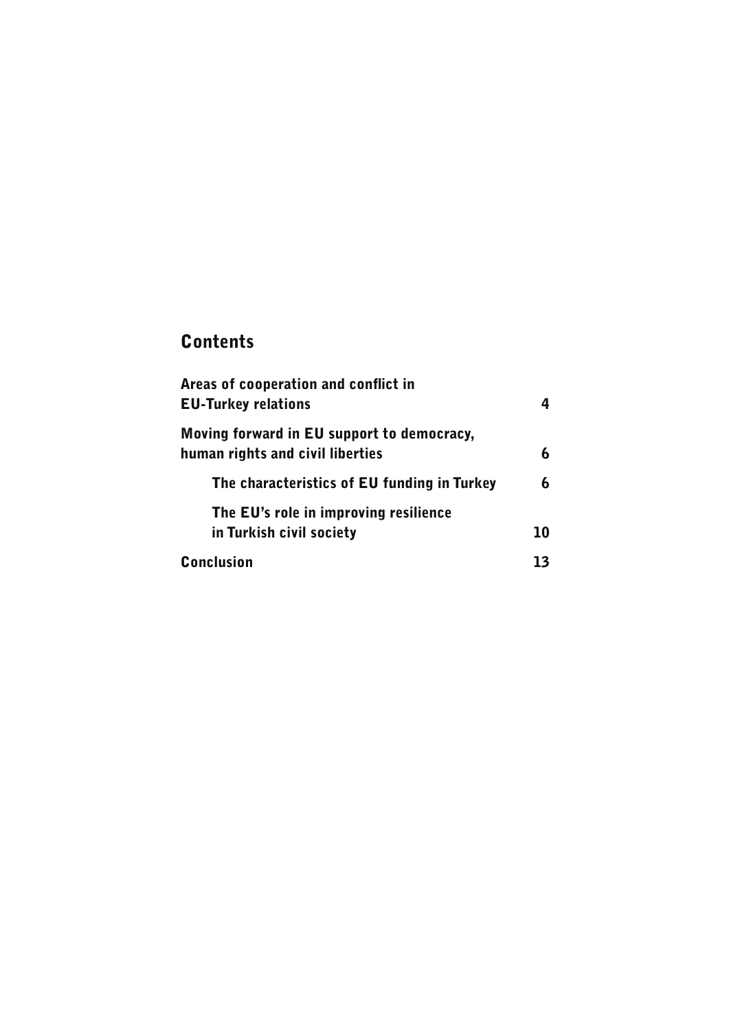## Contents

Areas of cooperation and conflict in EU-Turkey relations 4

Moving forward in EU support to democracy, human rights and civil liberties 6

- The characteristics of EU funding in Turkey 6
- The EU's role in improving resilience in Turkish civil society 10

Conclusion 13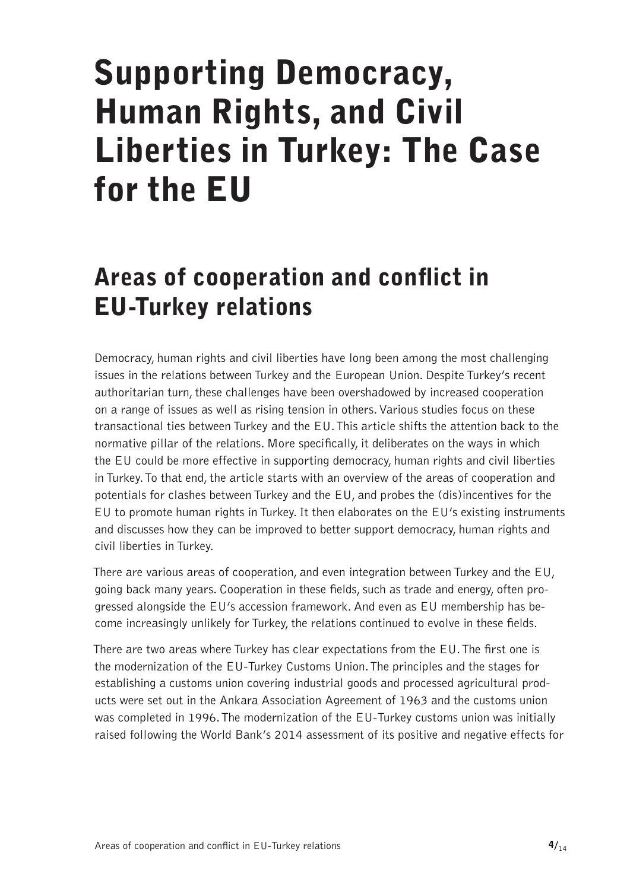# Supporting Democracy, Human Rights, and Civil Liberties in Turkey: The Case for the EU

## Areas of cooperation and conflict in EU-Turkey relations

Democracy, human rights and civil liberties have long been among the most challenging issues in the relations between Turkey and the European Union. Despite Turkey's recent authoritarian turn, these challenges have been overshadowed by increased cooperation on a range of issues as well as rising tension in others. Various studies focus on these transactional ties between Turkey and the EU. This article shifts the attention back to the normative pillar of the relations. More specifically, it deliberates on the ways in which the EU could be more effective in supporting democracy, human rights and civil liberties in Turkey. To that end, the article starts with an overview of the areas of cooperation and potentials for clashes between Turkey and the EU, and probes the (dis)incentives for the EU to promote human rights in Turkey. It then elaborates on the EU's existing instruments and discusses how they can be improved to better support democracy, human rights and civil liberties in Turkey.

There are various areas of cooperation, and even integration between Turkey and the EU, going back many years. Cooperation in these fields, such as trade and energy, often progressed alongside the EU's accession framework. And even as EU membership has become increasingly unlikely for Turkey, the relations continued to evolve in these fields.

There are two areas where Turkey has clear expectations from the EU. The first one is the modernization of the EU-Turkey Customs Union. The principles and the stages for establishing a customs union covering industrial goods and processed agricultural products were set out in the Ankara Association Agreement of 1963 and the customs union was completed in 1996. The modernization of the EU-Turkey customs union was initially raised following the World Bank's 2014 assessment of its positive and negative effects for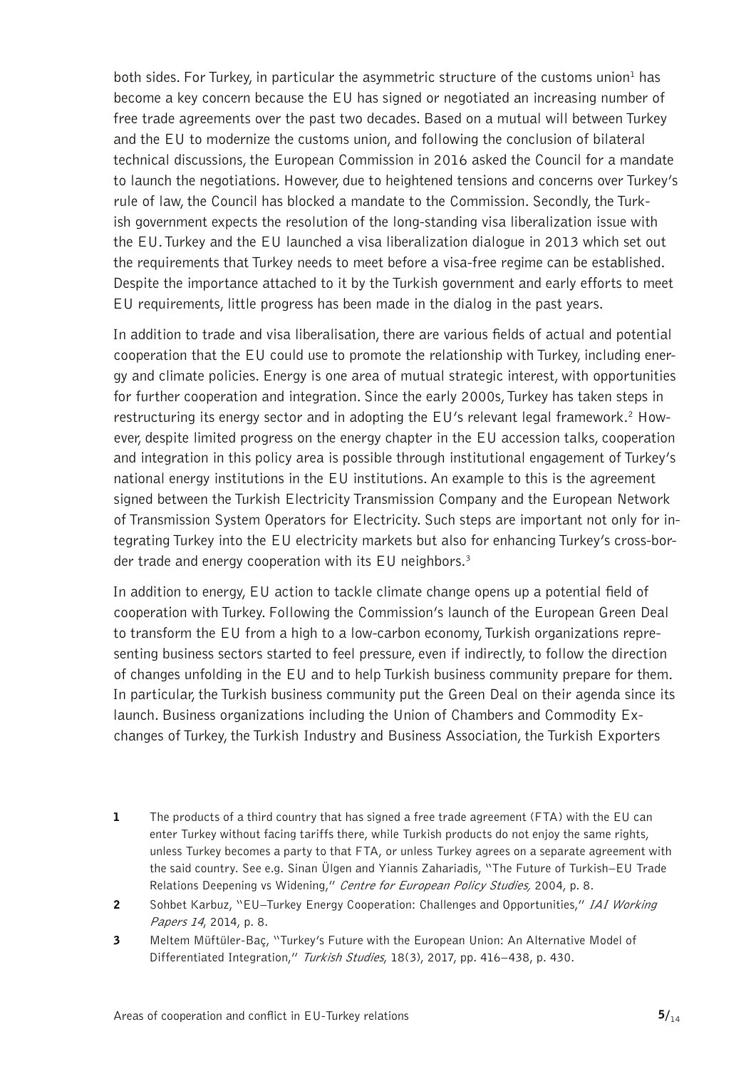both sides. For Turkey, in particular the asymmetric structure of the customs union[1] has become a key concern because the EU has signed or negotiated an increasing number of free trade agreements over the past two decades. Based on a mutual will between Turkey and the EU to modernize the customs union, and following the conclusion of bilateral technical discussions, the European Commission in 2016 asked the Council for a mandate to launch the negotiations. However, due to heightened tensions and concerns over Turkey's rule of law, the Council has blocked a mandate to the Commission. Secondly, the Turkish government expects the resolution of the long-standing visa liberalization issue with the EU. Turkey and the EU launched a visa liberalization dialogue in 2013 which set out the requirements that Turkey needs to meet before a visa-free regime can be established. Despite the importance attached to it by the Turkish government and early efforts to meet EU requirements, little progress has been made in the dialog in the past years.

In addition to trade and visa liberalisation, there are various fields of actual and potential cooperation that the EU could use to promote the relationship with Turkey, including energy and climate policies. Energy is one area of mutual strategic interest, with opportunities for further cooperation and integration. Since the early 2000s, Turkey has taken steps in restructuring its energy sector and in adopting the EU's relevant legal framework.[2] However, despite limited progress on the energy chapter in the EU accession talks, cooperation and integration in this policy area is possible through institutional engagement of Turkey's national energy institutions in the EU institutions. An example to this is the agreement signed between the Turkish Electricity Transmission Company and the European Network of Transmission System Operators for Electricity. Such steps are important not only for integrating Turkey into the EU electricity markets but also for enhancing Turkey's cross-border trade and energy cooperation with its EU neighbors.[3]

In addition to energy, EU action to tackle climate change opens up a potential field of cooperation with Turkey. Following the Commission's launch of the European Green Deal to transform the EU from a high to a low-carbon economy, Turkish organizations representing business sectors started to feel pressure, even if indirectly, to follow the direction of changes unfolding in the EU and to help Turkish business community prepare for them. In particular, the Turkish business community put the Green Deal on their agenda since its launch. Business organizations including the Union of Chambers and Commodity Exchanges of Turkey, the Turkish Industry and Business Association, the Turkish Exporters

---

1 The products of a third country that has signed a free trade agreement (FTA) with the EU can enter Turkey without facing tariffs there, while Turkish products do not enjoy the same rights, unless Turkey becomes a party to that FTA, or unless Turkey agrees on a separate agreement with the said country. See e.g. Sinan Ülgen and Yiannis Zahariadis, "The Future of Turkish–EU Trade Relations Deepening vs Widening," *Centre for European Policy Studies,* 2004, p. 8.

2 Sohbet Karbuz, "EU–Turkey Energy Cooperation: Challenges and Opportunities," *IAI Working Papers 14*, 2014, p. 8.

3 Meltem Müftüler-Baç, "Turkey's Future with the European Union: An Alternative Model of Differentiated Integration," *Turkish Studies*, 18(3), 2017, pp. 416–438, p. 430.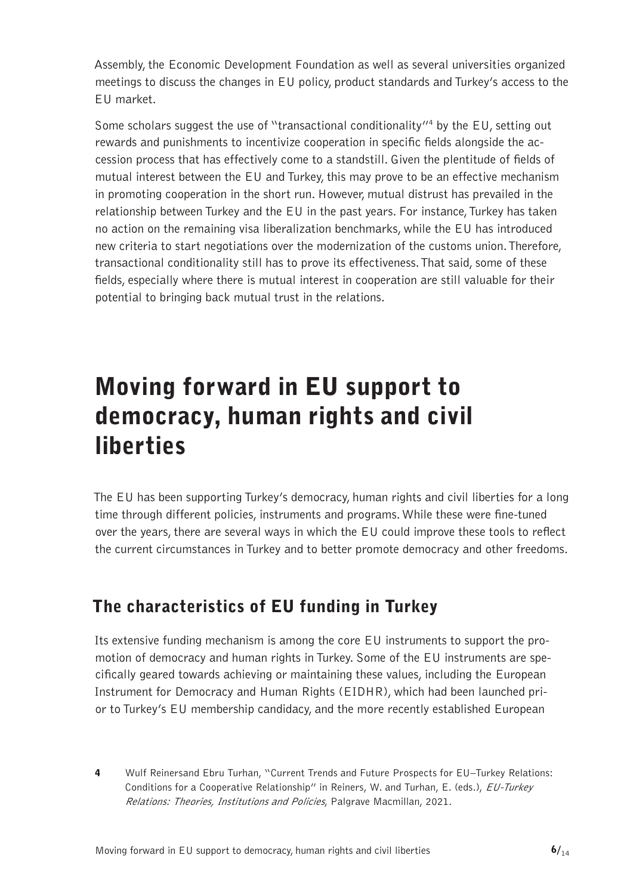Assembly, the Economic Development Foundation as well as several universities organized meetings to discuss the changes in EU policy, product standards and Turkey's access to the EU market.

Some scholars suggest the use of "transactional conditionality"[4] by the EU, setting out rewards and punishments to incentivize cooperation in specific fields alongside the accession process that has effectively come to a standstill. Given the plentitude of fields of mutual interest between the EU and Turkey, this may prove to be an effective mechanism in promoting cooperation in the short run. However, mutual distrust has prevailed in the relationship between Turkey and the EU in the past years. For instance, Turkey has taken no action on the remaining visa liberalization benchmarks, while the EU has introduced new criteria to start negotiations over the modernization of the customs union. Therefore, transactional conditionality still has to prove its effectiveness. That said, some of these fields, especially where there is mutual interest in cooperation are still valuable for their potential to bringing back mutual trust in the relations.

# Moving forward in EU support to democracy, human rights and civil liberties

The EU has been supporting Turkey's democracy, human rights and civil liberties for a long time through different policies, instruments and programs. While these were fine-tuned over the years, there are several ways in which the EU could improve these tools to reflect the current circumstances in Turkey and to better promote democracy and other freedoms.

## The characteristics of EU funding in Turkey

Its extensive funding mechanism is among the core EU instruments to support the promotion of democracy and human rights in Turkey. Some of the EU instruments are specifically geared towards achieving or maintaining these values, including the European Instrument for Democracy and Human Rights (EIDHR), which had been launched prior to Turkey's EU membership candidacy, and the more recently established European

**4** Wulf Reinersand Ebru Turhan, "Current Trends and Future Prospects for EU–Turkey Relations: Conditions for a Cooperative Relationship" in Reiners, W. and Turhan, E. (eds.), *EU-Turkey Relations: Theories, Institutions and Policies*, Palgrave Macmillan, 2021.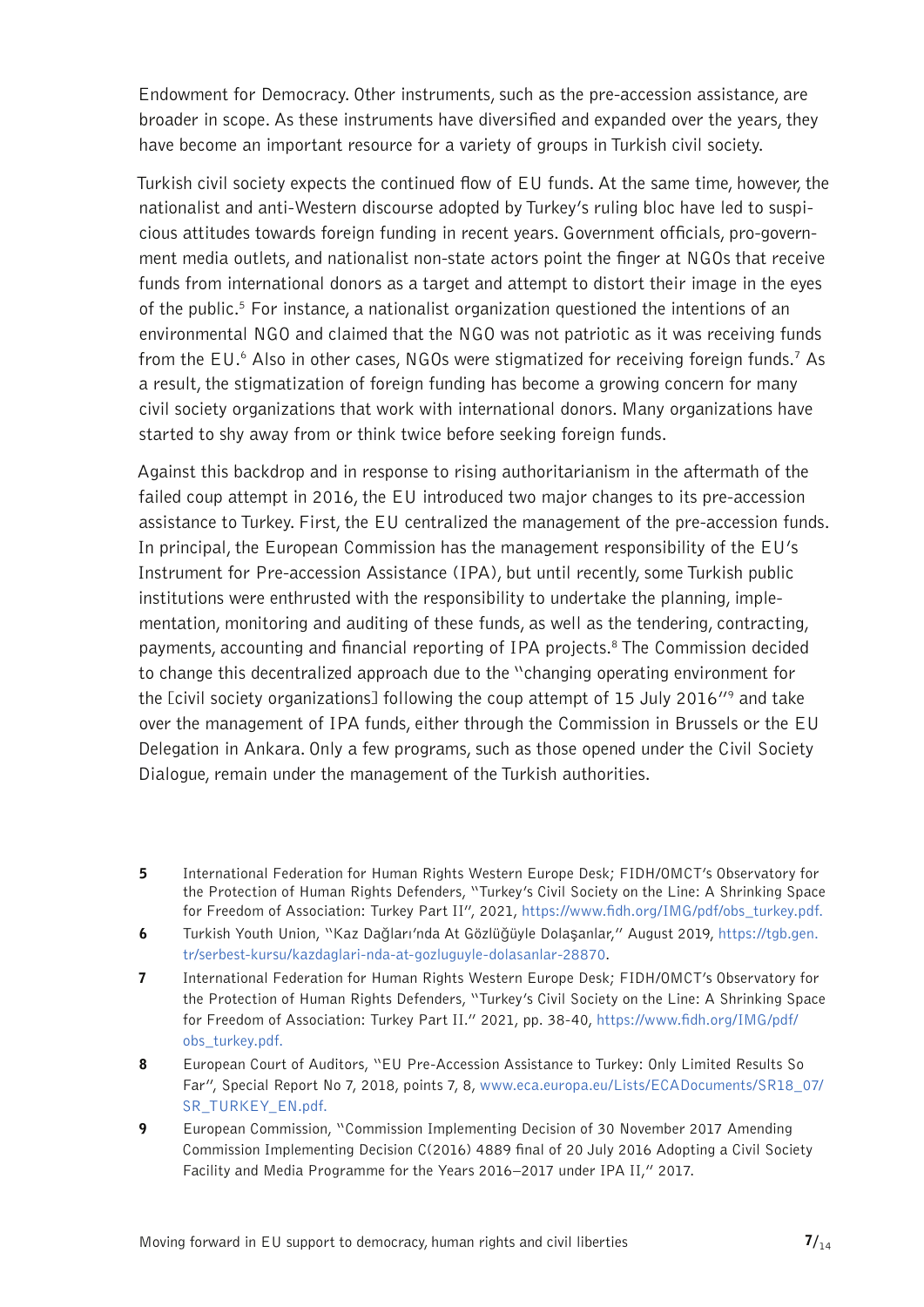Endowment for Democracy. Other instruments, such as the pre-accession assistance, are broader in scope. As these instruments have diversified and expanded over the years, they have become an important resource for a variety of groups in Turkish civil society.

Turkish civil society expects the continued flow of EU funds. At the same time, however, the nationalist and anti-Western discourse adopted by Turkey's ruling bloc have led to suspicious attitudes towards foreign funding in recent years. Government officials, pro-government media outlets, and nationalist non-state actors point the finger at NGOs that receive funds from international donors as a target and attempt to distort their image in the eyes of the public.[5] For instance, a nationalist organization questioned the intentions of an environmental NGO and claimed that the NGO was not patriotic as it was receiving funds from the EU.[6] Also in other cases, NGOs were stigmatized for receiving foreign funds.[7] As a result, the stigmatization of foreign funding has become a growing concern for many civil society organizations that work with international donors. Many organizations have started to shy away from or think twice before seeking foreign funds.

Against this backdrop and in response to rising authoritarianism in the aftermath of the failed coup attempt in 2016, the EU introduced two major changes to its pre-accession assistance to Turkey. First, the EU centralized the management of the pre-accession funds. In principal, the European Commission has the management responsibility of the EU's Instrument for Pre-accession Assistance (IPA), but until recently, some Turkish public institutions were enthrusted with the responsibility to undertake the planning, implementation, monitoring and auditing of these funds, as well as the tendering, contracting, payments, accounting and financial reporting of IPA projects.[8] The Commission decided to change this decentralized approach due to the "changing operating environment for the [civil society organizations] following the coup attempt of 15 July 2016"[9] and take over the management of IPA funds, either through the Commission in Brussels or the EU Delegation in Ankara. Only a few programs, such as those opened under the Civil Society Dialogue, remain under the management of the Turkish authorities.

---

5 International Federation for Human Rights Western Europe Desk; FIDH/OMCT's Observatory for the Protection of Human Rights Defenders, "Turkey's Civil Society on the Line: A Shrinking Space for Freedom of Association: Turkey Part II", 2021, https://www.fidh.org/IMG/pdf/obs_turkey.pdf.

6 Turkish Youth Union, "Kaz Dağları'nda At Gözlüğüyle Dolaşanlar," August 2019, https://tgb.gen.tr/serbest-kursu/kazdaglari-nda-at-gozluguyle-dolasanlar-28870.

7 International Federation for Human Rights Western Europe Desk; FIDH/OMCT's Observatory for the Protection of Human Rights Defenders, "Turkey's Civil Society on the Line: A Shrinking Space for Freedom of Association: Turkey Part II." 2021, pp. 38-40, https://www.fidh.org/IMG/pdf/obs_turkey.pdf.

8 European Court of Auditors, "EU Pre-Accession Assistance to Turkey: Only Limited Results So Far", Special Report No 7, 2018, points 7, 8, www.eca.europa.eu/Lists/ECADocuments/SR18_07/SR_TURKEY_EN.pdf.

9 European Commission, "Commission Implementing Decision of 30 November 2017 Amending Commission Implementing Decision C(2016) 4889 final of 20 July 2016 Adopting a Civil Society Facility and Media Programme for the Years 2016–2017 under IPA II," 2017.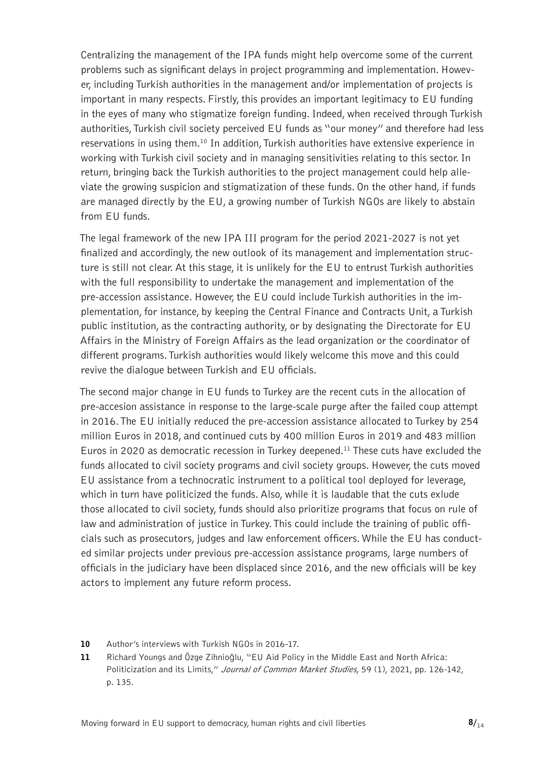Centralizing the management of the IPA funds might help overcome some of the current problems such as significant delays in project programming and implementation. However, including Turkish authorities in the management and/or implementation of projects is important in many respects. Firstly, this provides an important legitimacy to EU funding in the eyes of many who stigmatize foreign funding. Indeed, when received through Turkish authorities, Turkish civil society perceived EU funds as "our money" and therefore had less reservations in using them.[10] In addition, Turkish authorities have extensive experience in working with Turkish civil society and in managing sensitivities relating to this sector. In return, bringing back the Turkish authorities to the project management could help alleviate the growing suspicion and stigmatization of these funds. On the other hand, if funds are managed directly by the EU, a growing number of Turkish NGOs are likely to abstain from EU funds.

The legal framework of the new IPA III program for the period 2021-2027 is not yet finalized and accordingly, the new outlook of its management and implementation structure is still not clear. At this stage, it is unlikely for the EU to entrust Turkish authorities with the full responsibility to undertake the management and implementation of the pre-accession assistance. However, the EU could include Turkish authorities in the implementation, for instance, by keeping the Central Finance and Contracts Unit, a Turkish public institution, as the contracting authority, or by designating the Directorate for EU Affairs in the Ministry of Foreign Affairs as the lead organization or the coordinator of different programs. Turkish authorities would likely welcome this move and this could revive the dialogue between Turkish and EU officials.

The second major change in EU funds to Turkey are the recent cuts in the allocation of pre-accesion assistance in response to the large-scale purge after the failed coup attempt in 2016. The EU initially reduced the pre-accession assistance allocated to Turkey by 254 million Euros in 2018, and continued cuts by 400 million Euros in 2019 and 483 million Euros in 2020 as democratic recession in Turkey deepened.[11] These cuts have excluded the funds allocated to civil society programs and civil society groups. However, the cuts moved EU assistance from a technocratic instrument to a political tool deployed for leverage, which in turn have politicized the funds. Also, while it is laudable that the cuts exlude those allocated to civil society, funds should also prioritize programs that focus on rule of law and administration of justice in Turkey. This could include the training of public officials such as prosecutors, judges and law enforcement officers. While the EU has conducted similar projects under previous pre-accession assistance programs, large numbers of officials in the judiciary have been displaced since 2016, and the new officials will be key actors to implement any future reform process.

**10** Author's interviews with Turkish NGOs in 2016-17.

**11** Richard Youngs and Özge Zihnioğlu, "EU Aid Policy in the Middle East and North Africa: Politicization and its Limits," *Journal of Common Market Studies*, 59 (1), 2021, pp. 126-142, p. 135.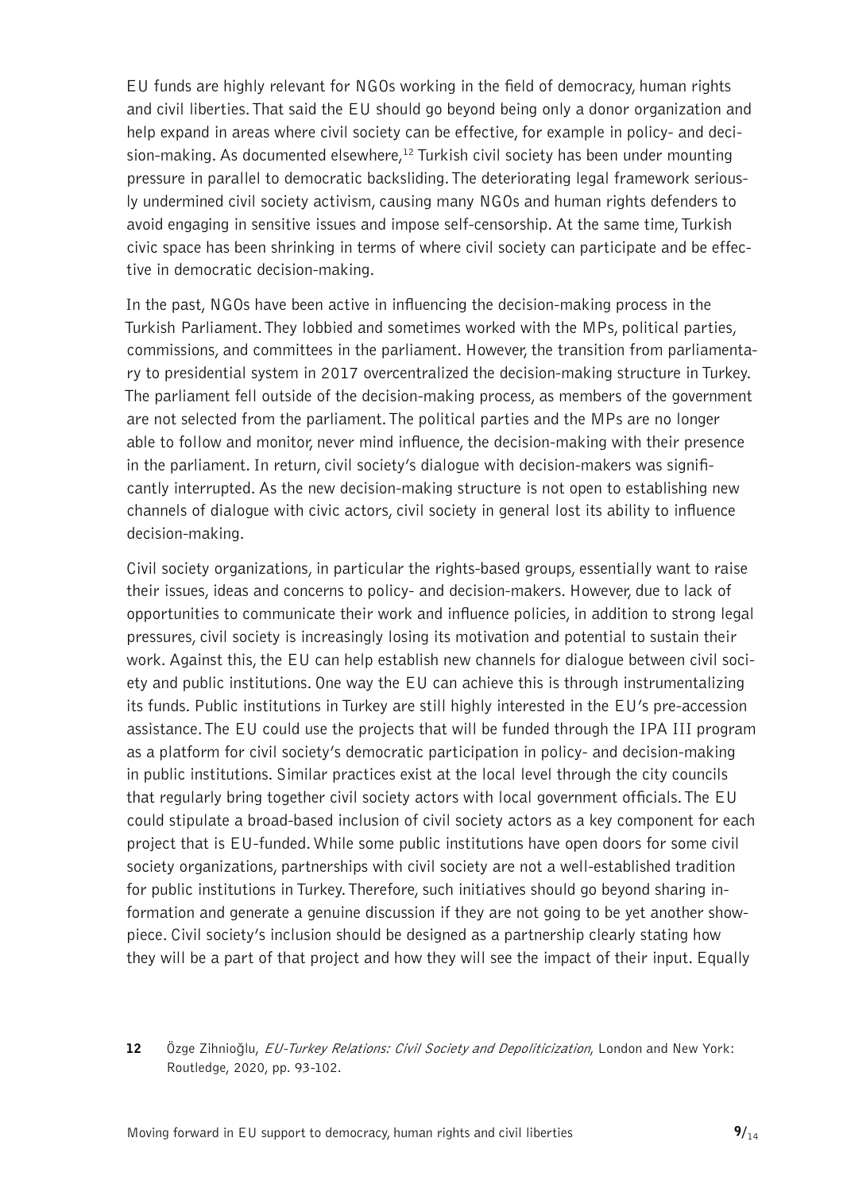EU funds are highly relevant for NGOs working in the field of democracy, human rights and civil liberties. That said the EU should go beyond being only a donor organization and help expand in areas where civil society can be effective, for example in policy- and decision-making. As documented elsewhere,[12] Turkish civil society has been under mounting pressure in parallel to democratic backsliding. The deteriorating legal framework seriously undermined civil society activism, causing many NGOs and human rights defenders to avoid engaging in sensitive issues and impose self-censorship. At the same time, Turkish civic space has been shrinking in terms of where civil society can participate and be effective in democratic decision-making.

In the past, NGOs have been active in influencing the decision-making process in the Turkish Parliament. They lobbied and sometimes worked with the MPs, political parties, commissions, and committees in the parliament. However, the transition from parliamentary to presidential system in 2017 overcentralized the decision-making structure in Turkey. The parliament fell outside of the decision-making process, as members of the government are not selected from the parliament. The political parties and the MPs are no longer able to follow and monitor, never mind influence, the decision-making with their presence in the parliament. In return, civil society's dialogue with decision-makers was significantly interrupted. As the new decision-making structure is not open to establishing new channels of dialogue with civic actors, civil society in general lost its ability to influence decision-making.

Civil society organizations, in particular the rights-based groups, essentially want to raise their issues, ideas and concerns to policy- and decision-makers. However, due to lack of opportunities to communicate their work and influence policies, in addition to strong legal pressures, civil society is increasingly losing its motivation and potential to sustain their work. Against this, the EU can help establish new channels for dialogue between civil society and public institutions. One way the EU can achieve this is through instrumentalizing its funds. Public institutions in Turkey are still highly interested in the EU's pre-accession assistance. The EU could use the projects that will be funded through the IPA III program as a platform for civil society's democratic participation in policy- and decision-making in public institutions. Similar practices exist at the local level through the city councils that regularly bring together civil society actors with local government officials. The EU could stipulate a broad-based inclusion of civil society actors as a key component for each project that is EU-funded. While some public institutions have open doors for some civil society organizations, partnerships with civil society are not a well-established tradition for public institutions in Turkey. Therefore, such initiatives should go beyond sharing information and generate a genuine discussion if they are not going to be yet another showpiece. Civil society's inclusion should be designed as a partnership clearly stating how they will be a part of that project and how they will see the impact of their input. Equally

**12** Özge Zihnioğlu, *EU-Turkey Relations: Civil Society and Depoliticization*, London and New York: Routledge, 2020, pp. 93-102.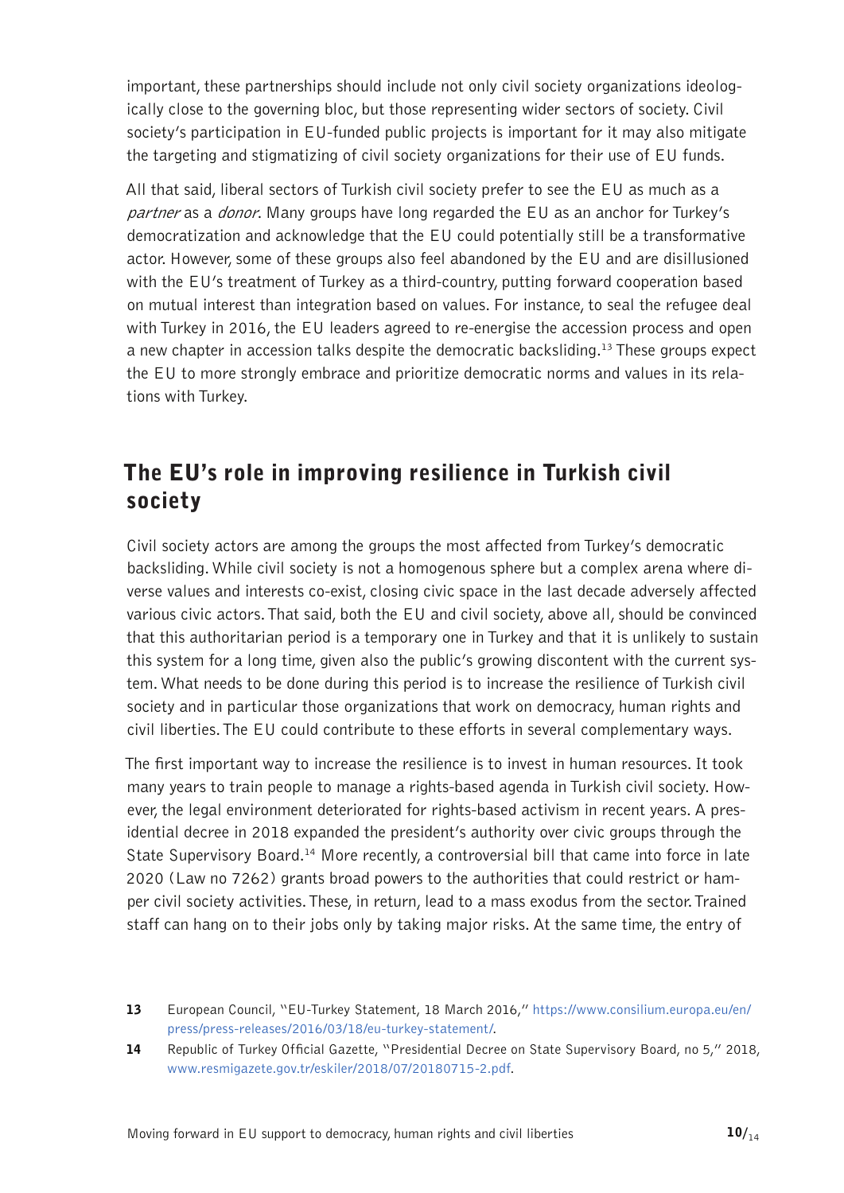important, these partnerships should include not only civil society organizations ideologically close to the governing bloc, but those representing wider sectors of society. Civil society's participation in EU-funded public projects is important for it may also mitigate the targeting and stigmatizing of civil society organizations for their use of EU funds.

All that said, liberal sectors of Turkish civil society prefer to see the EU as much as a *partner* as a *donor*. Many groups have long regarded the EU as an anchor for Turkey's democratization and acknowledge that the EU could potentially still be a transformative actor. However, some of these groups also feel abandoned by the EU and are disillusioned with the EU's treatment of Turkey as a third-country, putting forward cooperation based on mutual interest than integration based on values. For instance, to seal the refugee deal with Turkey in 2016, the EU leaders agreed to re-energise the accession process and open a new chapter in accession talks despite the democratic backsliding.[13] These groups expect the EU to more strongly embrace and prioritize democratic norms and values in its relations with Turkey.

## The EU's role in improving resilience in Turkish civil society

Civil society actors are among the groups the most affected from Turkey's democratic backsliding. While civil society is not a homogenous sphere but a complex arena where diverse values and interests co-exist, closing civic space in the last decade adversely affected various civic actors. That said, both the EU and civil society, above all, should be convinced that this authoritarian period is a temporary one in Turkey and that it is unlikely to sustain this system for a long time, given also the public's growing discontent with the current system. What needs to be done during this period is to increase the resilience of Turkish civil society and in particular those organizations that work on democracy, human rights and civil liberties. The EU could contribute to these efforts in several complementary ways.

The first important way to increase the resilience is to invest in human resources. It took many years to train people to manage a rights-based agenda in Turkish civil society. However, the legal environment deteriorated for rights-based activism in recent years. A presidential decree in 2018 expanded the president's authority over civic groups through the State Supervisory Board.[14] More recently, a controversial bill that came into force in late 2020 (Law no 7262) grants broad powers to the authorities that could restrict or hamper civil society activities. These, in return, lead to a mass exodus from the sector. Trained staff can hang on to their jobs only by taking major risks. At the same time, the entry of

13 European Council, "EU-Turkey Statement, 18 March 2016," https://www.consilium.europa.eu/en/press/press-releases/2016/03/18/eu-turkey-statement/.

14 Republic of Turkey Official Gazette, "Presidential Decree on State Supervisory Board, no 5," 2018, www.resmigazete.gov.tr/eskiler/2018/07/20180715-2.pdf.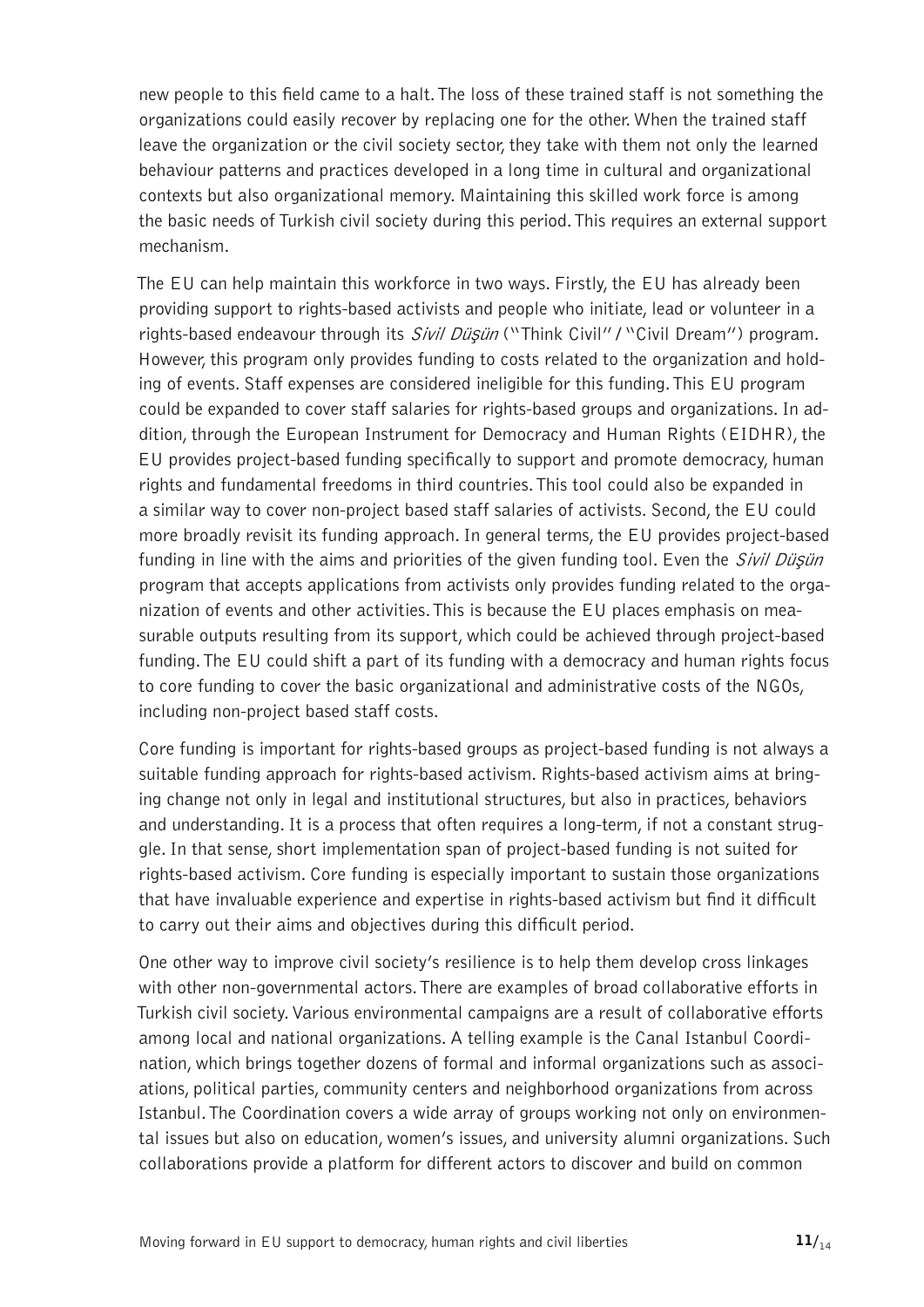new people to this field came to a halt. The loss of these trained staff is not something the organizations could easily recover by replacing one for the other. When the trained staff leave the organization or the civil society sector, they take with them not only the learned behaviour patterns and practices developed in a long time in cultural and organizational contexts but also organizational memory. Maintaining this skilled work force is among the basic needs of Turkish civil society during this period. This requires an external support mechanism.

The EU can help maintain this workforce in two ways. Firstly, the EU has already been providing support to rights-based activists and people who initiate, lead or volunteer in a rights-based endeavour through its *Sivil Düşün* ("Think Civil" / "Civil Dream") program. However, this program only provides funding to costs related to the organization and holding of events. Staff expenses are considered ineligible for this funding. This EU program could be expanded to cover staff salaries for rights-based groups and organizations. In addition, through the European Instrument for Democracy and Human Rights (EIDHR), the EU provides project-based funding specifically to support and promote democracy, human rights and fundamental freedoms in third countries. This tool could also be expanded in a similar way to cover non-project based staff salaries of activists. Second, the EU could more broadly revisit its funding approach. In general terms, the EU provides project-based funding in line with the aims and priorities of the given funding tool. Even the *Sivil Düşün* program that accepts applications from activists only provides funding related to the organization of events and other activities. This is because the EU places emphasis on measurable outputs resulting from its support, which could be achieved through project-based funding. The EU could shift a part of its funding with a democracy and human rights focus to core funding to cover the basic organizational and administrative costs of the NGOs, including non-project based staff costs.

Core funding is important for rights-based groups as project-based funding is not always a suitable funding approach for rights-based activism. Rights-based activism aims at bringing change not only in legal and institutional structures, but also in practices, behaviors and understanding. It is a process that often requires a long-term, if not a constant struggle. In that sense, short implementation span of project-based funding is not suited for rights-based activism. Core funding is especially important to sustain those organizations that have invaluable experience and expertise in rights-based activism but find it difficult to carry out their aims and objectives during this difficult period.

One other way to improve civil society's resilience is to help them develop cross linkages with other non-governmental actors. There are examples of broad collaborative efforts in Turkish civil society. Various environmental campaigns are a result of collaborative efforts among local and national organizations. A telling example is the Canal Istanbul Coordination, which brings together dozens of formal and informal organizations such as associations, political parties, community centers and neighborhood organizations from across Istanbul. The Coordination covers a wide array of groups working not only on environmental issues but also on education, women's issues, and university alumni organizations. Such collaborations provide a platform for different actors to discover and build on common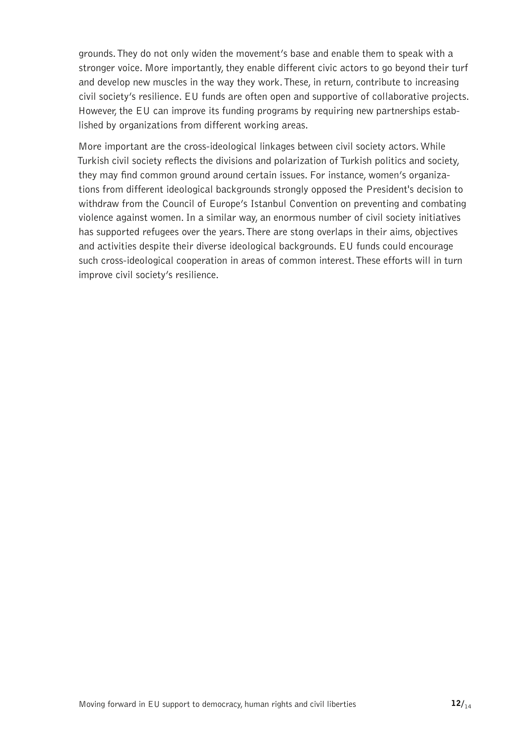grounds. They do not only widen the movement's base and enable them to speak with a stronger voice. More importantly, they enable different civic actors to go beyond their turf and develop new muscles in the way they work. These, in return, contribute to increasing civil society's resilience. EU funds are often open and supportive of collaborative projects. However, the EU can improve its funding programs by requiring new partnerships established by organizations from different working areas.

More important are the cross-ideological linkages between civil society actors. While Turkish civil society reflects the divisions and polarization of Turkish politics and society, they may find common ground around certain issues. For instance, women's organizations from different ideological backgrounds strongly opposed the President's decision to withdraw from the Council of Europe's Istanbul Convention on preventing and combating violence against women. In a similar way, an enormous number of civil society initiatives has supported refugees over the years. There are stong overlaps in their aims, objectives and activities despite their diverse ideological backgrounds. EU funds could encourage such cross-ideological cooperation in areas of common interest. These efforts will in turn improve civil society's resilience.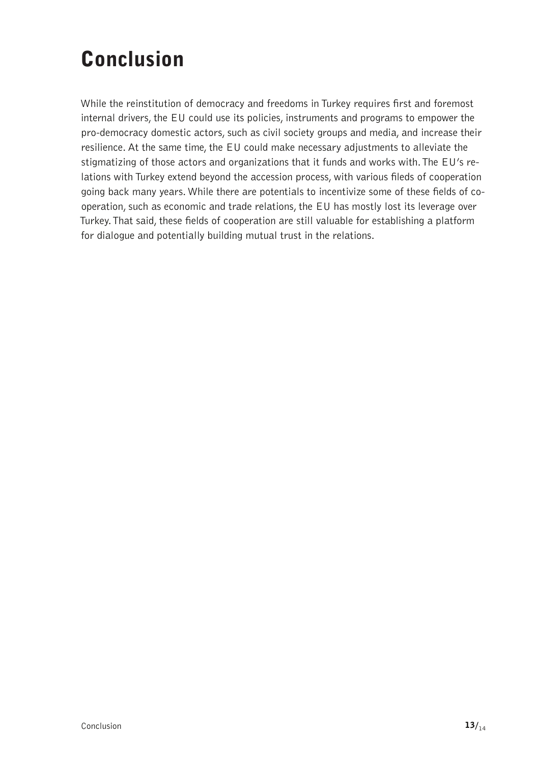# Conclusion

While the reinstitution of democracy and freedoms in Turkey requires first and foremost internal drivers, the EU could use its policies, instruments and programs to empower the pro-democracy domestic actors, such as civil society groups and media, and increase their resilience. At the same time, the EU could make necessary adjustments to alleviate the stigmatizing of those actors and organizations that it funds and works with. The EU's relations with Turkey extend beyond the accession process, with various fileds of cooperation going back many years. While there are potentials to incentivize some of these fields of cooperation, such as economic and trade relations, the EU has mostly lost its leverage over Turkey. That said, these fields of cooperation are still valuable for establishing a platform for dialogue and potentially building mutual trust in the relations.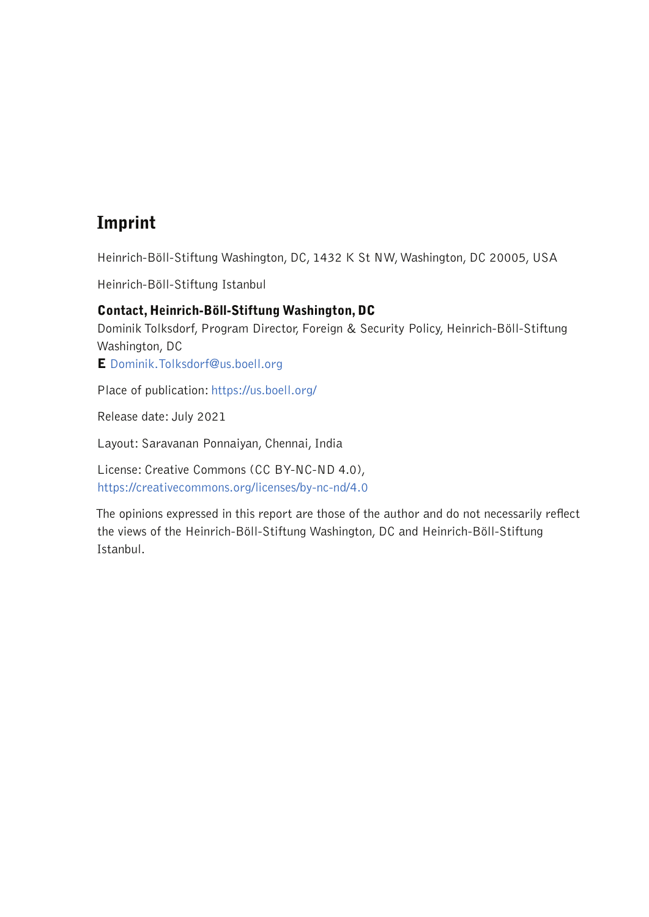# Imprint

Heinrich-Böll-Stiftung Washington, DC, 1432 K St NW, Washington, DC 20005, USA

Heinrich-Böll-Stiftung Istanbul

**Contact, Heinrich-Böll-Stiftung Washington, DC**
Dominik Tolksdorf, Program Director, Foreign & Security Policy, Heinrich-Böll-Stiftung Washington, DC
**E** Dominik.Tolksdorf@us.boell.org

Place of publication: https://us.boell.org/

Release date: July 2021

Layout: Saravanan Ponnaiyan, Chennai, India

License: Creative Commons (CC BY-NC-ND 4.0),
https://creativecommons.org/licenses/by-nc-nd/4.0

The opinions expressed in this report are those of the author and do not necessarily reflect the views of the Heinrich-Böll-Stiftung Washington, DC and Heinrich-Böll-Stiftung Istanbul.